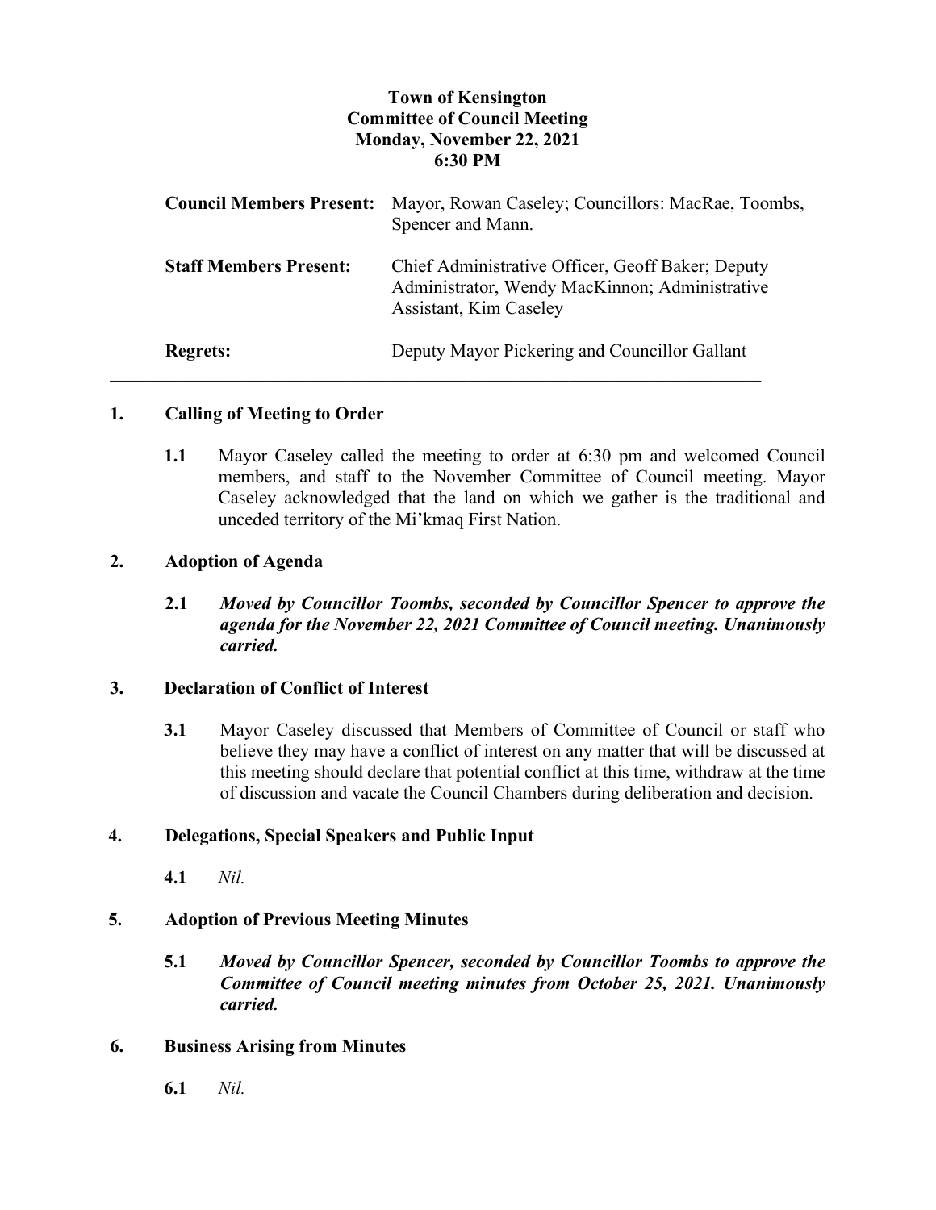# Town of Kensington
## Committee of Council Meeting
### Monday, November 22, 2021
### 6:30 PM

| | |
|---|---|
| **Council Members Present:** | Mayor, Rowan Caseley; Councillors: MacRae, Toombs, Spencer and Mann. |
| **Staff Members Present:** | Chief Administrative Officer, Geoff Baker; Deputy Administrator, Wendy MacKinnon; Administrative Assistant, Kim Caseley |
| **Regrets:** | Deputy Mayor Pickering and Councillor Gallant |

---

**1. Calling of Meeting to Order**

**1.1** Mayor Caseley called the meeting to order at 6:30 pm and welcomed Council members, and staff to the November Committee of Council meeting. Mayor Caseley acknowledged that the land on which we gather is the traditional and unceded territory of the Mi'kmaq First Nation.

**2. Adoption of Agenda**

**2.1** ***Moved by Councillor Toombs, seconded by Councillor Spencer to approve the agenda for the November 22, 2021 Committee of Council meeting. Unanimously carried.***

**3. Declaration of Conflict of Interest**

**3.1** Mayor Caseley discussed that Members of Committee of Council or staff who believe they may have a conflict of interest on any matter that will be discussed at this meeting should declare that potential conflict at this time, withdraw at the time of discussion and vacate the Council Chambers during deliberation and decision.

**4. Delegations, Special Speakers and Public Input**

**4.1** *Nil.*

**5. Adoption of Previous Meeting Minutes**

**5.1** ***Moved by Councillor Spencer, seconded by Councillor Toombs to approve the Committee of Council meeting minutes from October 25, 2021. Unanimously carried.***

**6. Business Arising from Minutes**

**6.1** *Nil.*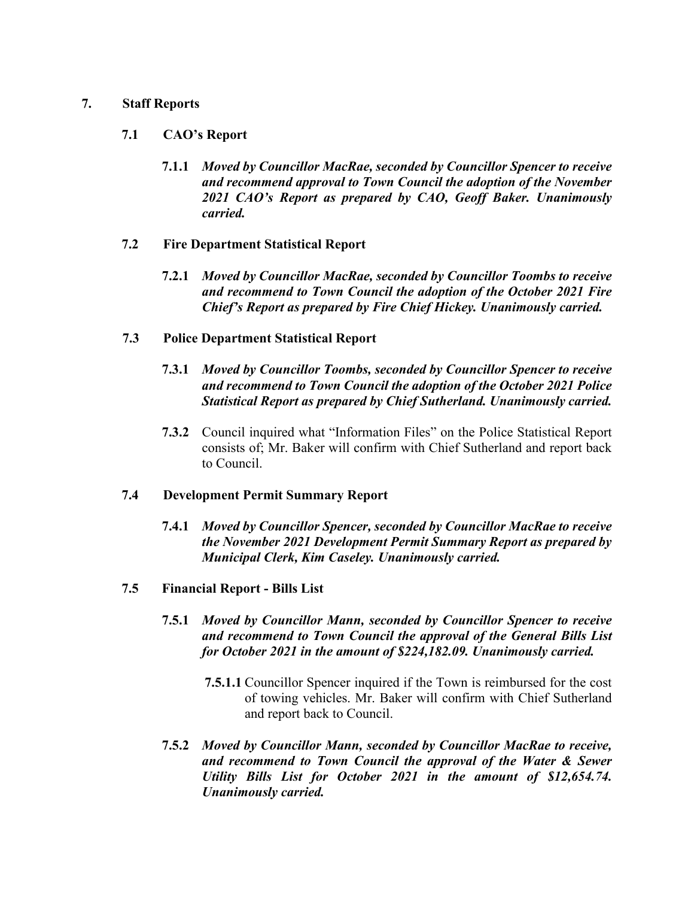## 7. Staff Reports

### 7.1 CAO's Report

**7.1.1** ***Moved by Councillor MacRae, seconded by Councillor Spencer to receive and recommend approval to Town Council the adoption of the November 2021 CAO's Report as prepared by CAO, Geoff Baker. Unanimously carried.***

### 7.2 Fire Department Statistical Report

**7.2.1** ***Moved by Councillor MacRae, seconded by Councillor Toombs to receive and recommend to Town Council the adoption of the October 2021 Fire Chief's Report as prepared by Fire Chief Hickey. Unanimously carried.***

### 7.3 Police Department Statistical Report

**7.3.1** ***Moved by Councillor Toombs, seconded by Councillor Spencer to receive and recommend to Town Council the adoption of the October 2021 Police Statistical Report as prepared by Chief Sutherland. Unanimously carried.***

**7.3.2** Council inquired what "Information Files" on the Police Statistical Report consists of; Mr. Baker will confirm with Chief Sutherland and report back to Council.

### 7.4 Development Permit Summary Report

**7.4.1** ***Moved by Councillor Spencer, seconded by Councillor MacRae to receive the November 2021 Development Permit Summary Report as prepared by Municipal Clerk, Kim Caseley. Unanimously carried.***

### 7.5 Financial Report - Bills List

**7.5.1** ***Moved by Councillor Mann, seconded by Councillor Spencer to receive and recommend to Town Council the approval of the General Bills List for October 2021 in the amount of $224,182.09. Unanimously carried.***

**7.5.1.1** Councillor Spencer inquired if the Town is reimbursed for the cost of towing vehicles. Mr. Baker will confirm with Chief Sutherland and report back to Council.

**7.5.2** ***Moved by Councillor Mann, seconded by Councillor MacRae to receive, and recommend to Town Council the approval of the Water & Sewer Utility Bills List for October 2021 in the amount of $12,654.74. Unanimously carried.***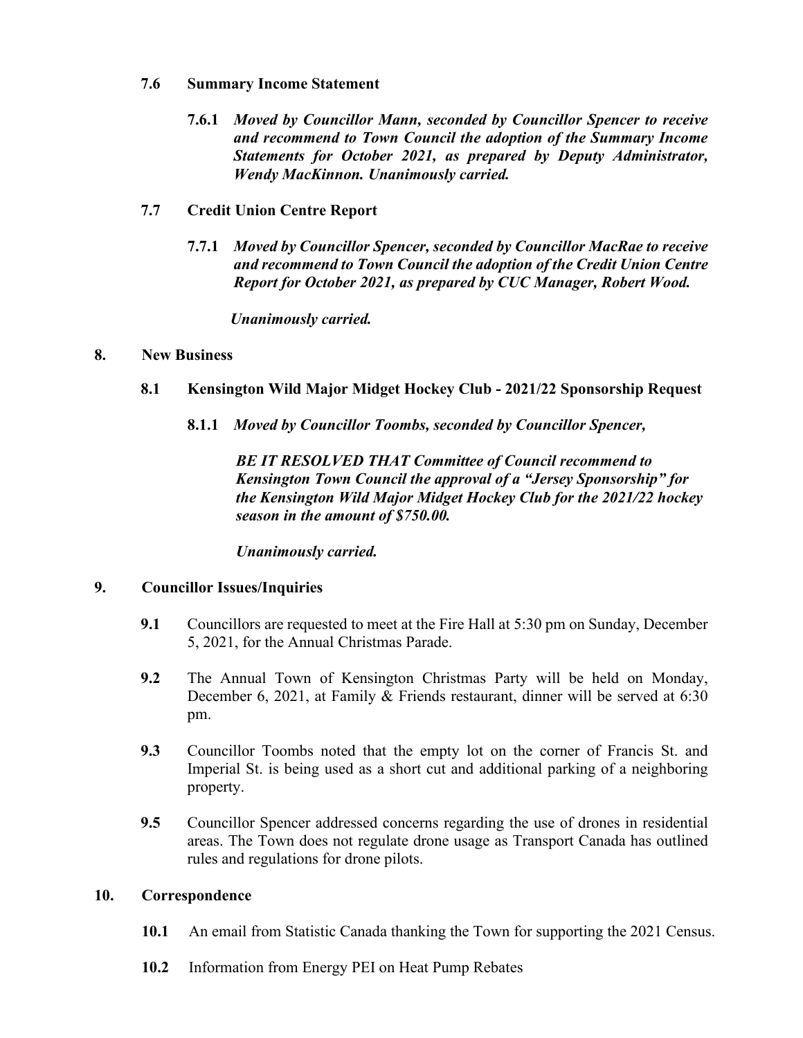**7.6 Summary Income Statement**

**7.6.1** ***Moved by Councillor Mann, seconded by Councillor Spencer to receive and recommend to Town Council the adoption of the Summary Income Statements for October 2021, as prepared by Deputy Administrator, Wendy MacKinnon. Unanimously carried.***

**7.7 Credit Union Centre Report**

**7.7.1** ***Moved by Councillor Spencer, seconded by Councillor MacRae to receive and recommend to Town Council the adoption of the Credit Union Centre Report for October 2021, as prepared by CUC Manager, Robert Wood.***

***Unanimously carried.***

## 8. New Business

**8.1 Kensington Wild Major Midget Hockey Club - 2021/22 Sponsorship Request**

**8.1.1** ***Moved by Councillor Toombs, seconded by Councillor Spencer,***

***BE IT RESOLVED THAT Committee of Council recommend to Kensington Town Council the approval of a "Jersey Sponsorship" for the Kensington Wild Major Midget Hockey Club for the 2021/22 hockey season in the amount of $750.00.***

***Unanimously carried.***

## 9. Councillor Issues/Inquiries

**9.1** Councillors are requested to meet at the Fire Hall at 5:30 pm on Sunday, December 5, 2021, for the Annual Christmas Parade.

**9.2** The Annual Town of Kensington Christmas Party will be held on Monday, December 6, 2021, at Family & Friends restaurant, dinner will be served at 6:30 pm.

**9.3** Councillor Toombs noted that the empty lot on the corner of Francis St. and Imperial St. is being used as a short cut and additional parking of a neighboring property.

**9.5** Councillor Spencer addressed concerns regarding the use of drones in residential areas. The Town does not regulate drone usage as Transport Canada has outlined rules and regulations for drone pilots.

## 10. Correspondence

**10.1** An email from Statistic Canada thanking the Town for supporting the 2021 Census.

**10.2** Information from Energy PEI on Heat Pump Rebates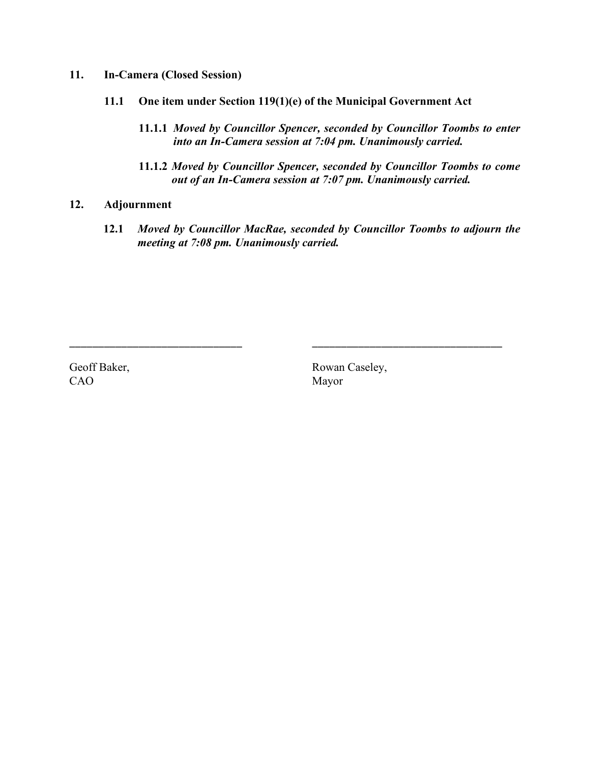**11. In-Camera (Closed Session)**

**11.1 One item under Section 119(1)(e) of the Municipal Government Act**

**11.1.1** ***Moved by Councillor Spencer, seconded by Councillor Toombs to enter into an In-Camera session at 7:04 pm. Unanimously carried.***

**11.1.2** ***Moved by Councillor Spencer, seconded by Councillor Toombs to come out of an In-Camera session at 7:07 pm. Unanimously carried.***

**12. Adjournment**

**12.1** ***Moved by Councillor MacRae, seconded by Councillor Toombs to adjourn the meeting at 7:08 pm. Unanimously carried.***

\_\_\_\_\_\_\_\_\_\_\_\_\_\_\_\_\_\_\_\_\_\_\_\_\_\_\_\_\_\_

Geoff Baker,
CAO

\_\_\_\_\_\_\_\_\_\_\_\_\_\_\_\_\_\_\_\_\_\_\_\_\_\_\_\_\_\_

Rowan Caseley,
Mayor